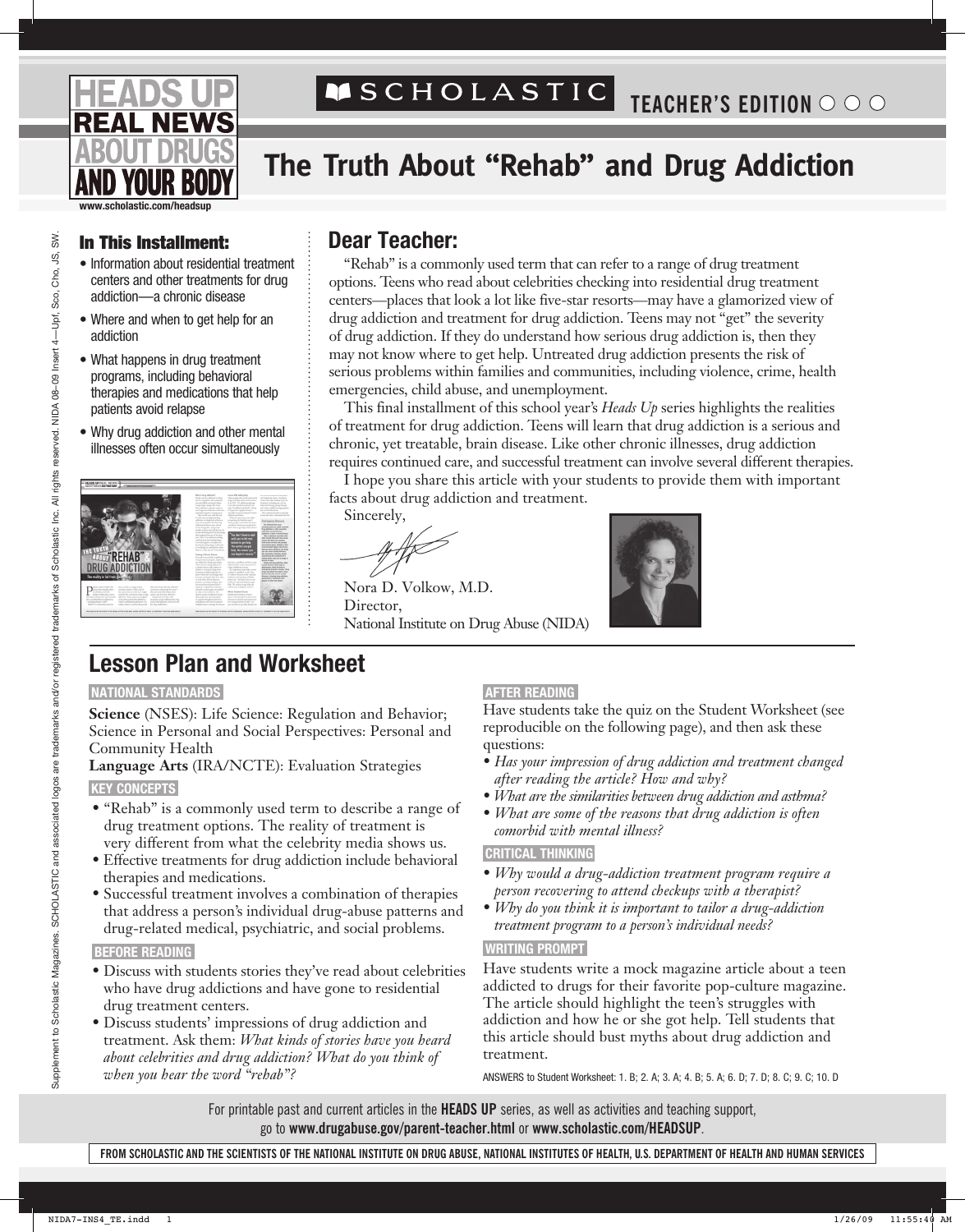HEADS UP REAL NEWS ABOUT DRUGS AND YOUR BODY

www.scholastic.com/headsup

SCHOLASTIC TEACHER'S EDITION

# The Truth About "Rehab" and Drug Addiction

### In This Installment:

- Information about residential treatment centers and other treatments for drug addiction—a chronic disease
- Where and when to get help for an addiction
- What happens in drug treatment programs, including behavioral therapies and medications that help patients avoid relapse
- Why drug addiction and other mental illnesses often occur simultaneously

## Dear Teacher:

"Rehab" is a commonly used term that can refer to a range of drug treatment options. Teens who read about celebrities checking into residential drug treatment centers—places that look a lot like five-star resorts—may have a glamorized view of drug addiction and treatment for drug addiction. Teens may not "get" the severity of drug addiction. If they do understand how serious drug addiction is, then they may not know where to get help. Untreated drug addiction presents the risk of serious problems within families and communities, including violence, crime, health emergencies, child abuse, and unemployment.

This final installment of this school year's *Heads Up* series highlights the realities of treatment for drug addiction. Teens will learn that drug addiction is a serious and chronic, yet treatable, brain disease. Like other chronic illnesses, drug addiction requires continued care, and successful treatment can involve several different therapies.

I hope you share this article with your students to provide them with important facts about drug addiction and treatment.

Sincerely,

Nora D. Volkow, M.D.
Director,
National Institute on Drug Abuse (NIDA)

## Lesson Plan and Worksheet

**NATIONAL STANDARDS**

**Science** (NSES): Life Science: Regulation and Behavior; Science in Personal and Social Perspectives: Personal and Community Health

**Language Arts** (IRA/NCTE): Evaluation Strategies

**KEY CONCEPTS**

- "Rehab" is a commonly used term to describe a range of drug treatment options. The reality of treatment is very different from what the celebrity media shows us.
- Effective treatments for drug addiction include behavioral therapies and medications.
- Successful treatment involves a combination of therapies that address a person's individual drug-abuse patterns and drug-related medical, psychiatric, and social problems.

**BEFORE READING**

- Discuss with students stories they've read about celebrities who have drug addictions and have gone to residential drug treatment centers.
- Discuss students' impressions of drug addiction and treatment. Ask them: *What kinds of stories have you heard about celebrities and drug addiction? What do you think of when you hear the word "rehab"?*

**AFTER READING**

Have students take the quiz on the Student Worksheet (see reproducible on the following page), and then ask these questions:

- *Has your impression of drug addiction and treatment changed after reading the article? How and why?*
- *What are the similarities between drug addiction and asthma?*
- *What are some of the reasons that drug addiction is often comorbid with mental illness?*

**CRITICAL THINKING**

- *Why would a drug-addiction treatment program require a person recovering to attend checkups with a therapist?*
- *Why do you think it is important to tailor a drug-addiction treatment program to a person's individual needs?*

**WRITING PROMPT**

Have students write a mock magazine article about a teen addicted to drugs for their favorite pop-culture magazine. The article should highlight the teen's struggles with addiction and how he or she got help. Tell students that this article should bust myths about drug addiction and treatment.

ANSWERS to Student Worksheet: 1. B; 2. A; 3. A; 4. B; 5. A; 6. D; 7. D; 8. C; 9. C; 10. D

For printable past and current articles in the **HEADS UP** series, as well as activities and teaching support, go to **www.drugabuse.gov/parent-teacher.html** or **www.scholastic.com/HEADSUP**.

**FROM SCHOLASTIC AND THE SCIENTISTS OF THE NATIONAL INSTITUTE ON DRUG ABUSE, NATIONAL INSTITUTES OF HEALTH, U.S. DEPARTMENT OF HEALTH AND HUMAN SERVICES**

Supplement to Scholastic Magazines. SCHOLASTIC and associated logos are trademarks and/or registered trademarks of Scholastic Inc. All rights reserved. NIDA 08–09 Insert 4—Upf, Sco, Cho, JS, SW.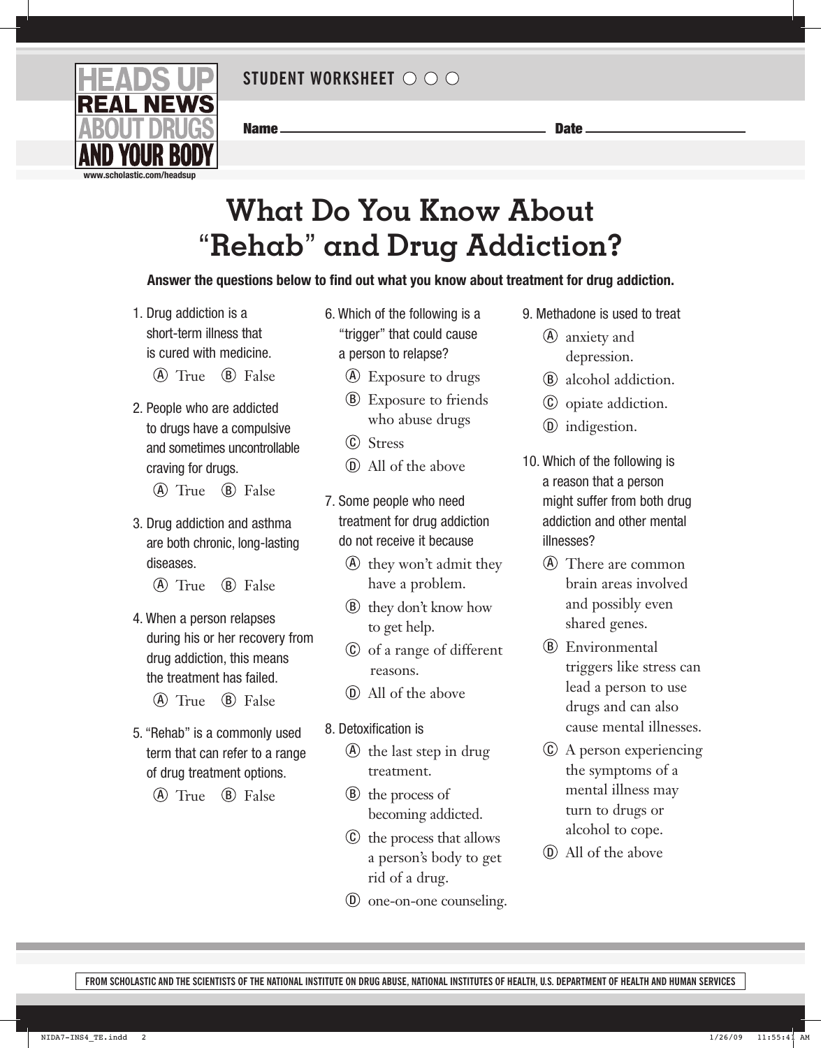**HEADS UP REAL NEWS ABOUT DRUGS AND YOUR BODY**

www.scholastic.com/headsup

STUDENT WORKSHEET

Name ______________________ Date ______________

# What Do You Know About "Rehab" and Drug Addiction?

**Answer the questions below to find out what you know about treatment for drug addiction.**

1. Drug addiction is a short-term illness that is cured with medicine.
   - Ⓐ True
   - Ⓑ False

2. People who are addicted to drugs have a compulsive and sometimes uncontrollable craving for drugs.
   - Ⓐ True
   - Ⓑ False

3. Drug addiction and asthma are both chronic, long-lasting diseases.
   - Ⓐ True
   - Ⓑ False

4. When a person relapses during his or her recovery from drug addiction, this means the treatment has failed.
   - Ⓐ True
   - Ⓑ False

5. "Rehab" is a commonly used term that can refer to a range of drug treatment options.
   - Ⓐ True
   - Ⓑ False

6. Which of the following is a "trigger" that could cause a person to relapse?
   - Ⓐ Exposure to drugs
   - Ⓑ Exposure to friends who abuse drugs
   - Ⓒ Stress
   - Ⓓ All of the above

7. Some people who need treatment for drug addiction do not receive it because
   - Ⓐ they won't admit they have a problem.
   - Ⓑ they don't know how to get help.
   - Ⓒ of a range of different reasons.
   - Ⓓ All of the above

8. Detoxification is
   - Ⓐ the last step in drug treatment.
   - Ⓑ the process of becoming addicted.
   - Ⓒ the process that allows a person's body to get rid of a drug.
   - Ⓓ one-on-one counseling.

9. Methadone is used to treat
   - Ⓐ anxiety and depression.
   - Ⓑ alcohol addiction.
   - Ⓒ opiate addiction.
   - Ⓓ indigestion.

10. Which of the following is a reason that a person might suffer from both drug addiction and other mental illnesses?
    - Ⓐ There are common brain areas involved and possibly even shared genes.
    - Ⓑ Environmental triggers like stress can lead a person to use drugs and can also cause mental illnesses.
    - Ⓒ A person experiencing the symptoms of a mental illness may turn to drugs or alcohol to cope.
    - Ⓓ All of the above

FROM SCHOLASTIC AND THE SCIENTISTS OF THE NATIONAL INSTITUTE ON DRUG ABUSE, NATIONAL INSTITUTES OF HEALTH, U.S. DEPARTMENT OF HEALTH AND HUMAN SERVICES